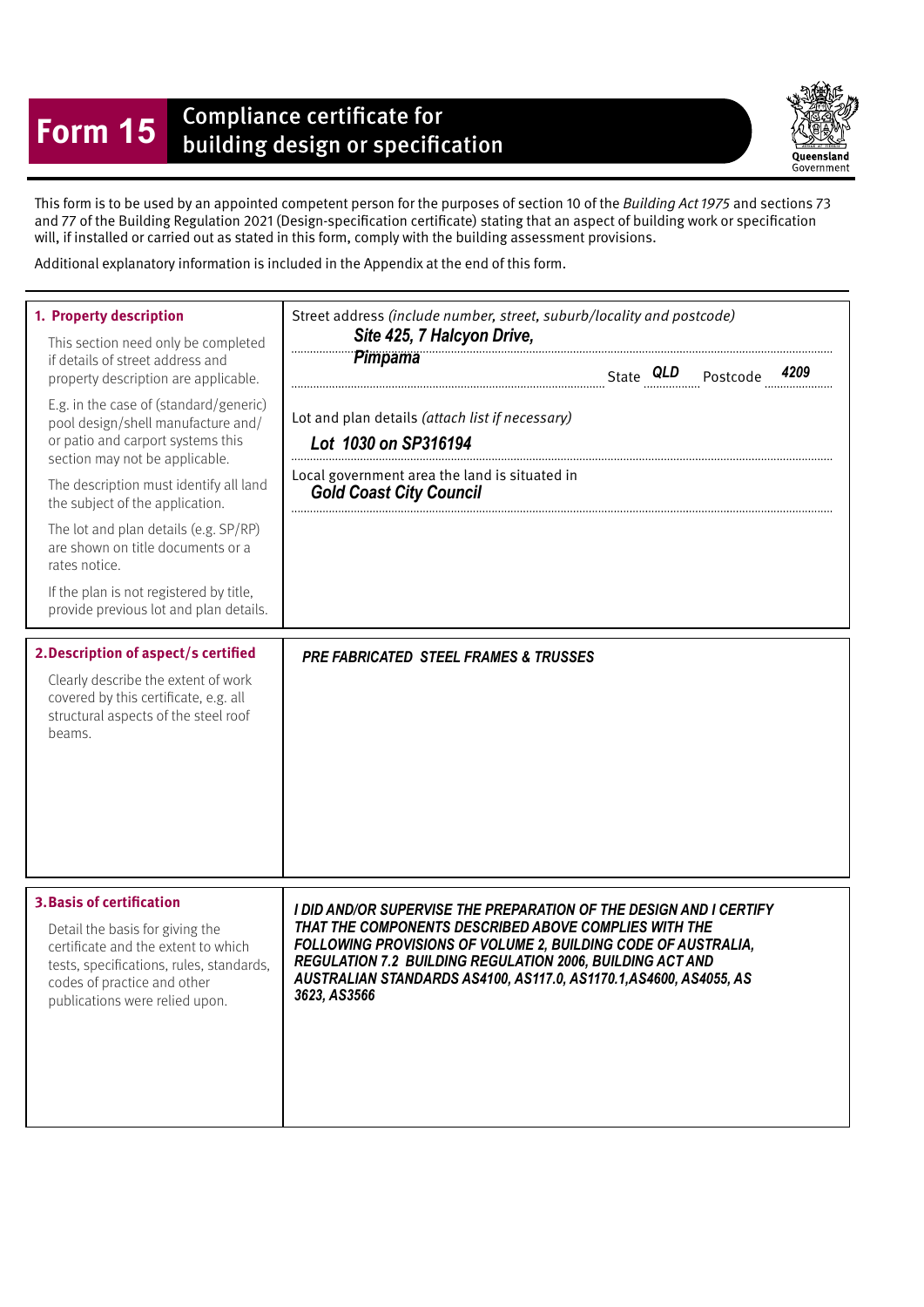# Form 15 Compliance certificate for building design or specification

Queensland Government

This form is to be used by an appointed competent person for the purposes of section 10 of the *Building Act 1975* and sections 73 and 77 of the Building Regulation 2021 (Design-specification certificate) stating that an aspect of building work or specification will, if installed or carried out as stated in this form, comply with the building assessment provisions.

Additional explanatory information is included in the Appendix at the end of this form.

| | |
|---|---|
| **1. Property description**<br><br>This section need only be completed if details of street address and property description are applicable.<br><br>E.g. in the case of (standard/generic) pool design/shell manufacture and/or patio and carport systems this section may not be applicable.<br><br>The description must identify all land the subject of the application.<br><br>The lot and plan details (e.g. SP/RP) are shown on title documents or a rates notice.<br><br>If the plan is not registered by title, provide previous lot and plan details. | Street address *(include number, street, suburb/locality and postcode)*<br>***Site 425, 7 Halcyon Drive, Pimpama***<br>State ***QLD*** Postcode ***4209***<br><br>Lot and plan details *(attach list if necessary)*<br>***Lot 1030 on SP316194***<br><br>Local government area the land is situated in<br>***Gold Coast City Council*** |
| **2. Description of aspect/s certified**<br><br>Clearly describe the extent of work covered by this certificate, e.g. all structural aspects of the steel roof beams. | ***PRE FABRICATED STEEL FRAMES & TRUSSES*** |
| **3. Basis of certification**<br><br>Detail the basis for giving the certificate and the extent to which tests, specifications, rules, standards, codes of practice and other publications were relied upon. | ***I DID AND/OR SUPERVISE THE PREPARATION OF THE DESIGN AND I CERTIFY THAT THE COMPONENTS DESCRIBED ABOVE COMPLIES WITH THE FOLLOWING PROVISIONS OF VOLUME 2, BUILDING CODE OF AUSTRALIA, REGULATION 7.2 BUILDING REGULATION 2006, BUILDING ACT AND AUSTRALIAN STANDARDS AS4100, AS117.0, AS1170.1,AS4600, AS4055, AS 3623, AS3566*** |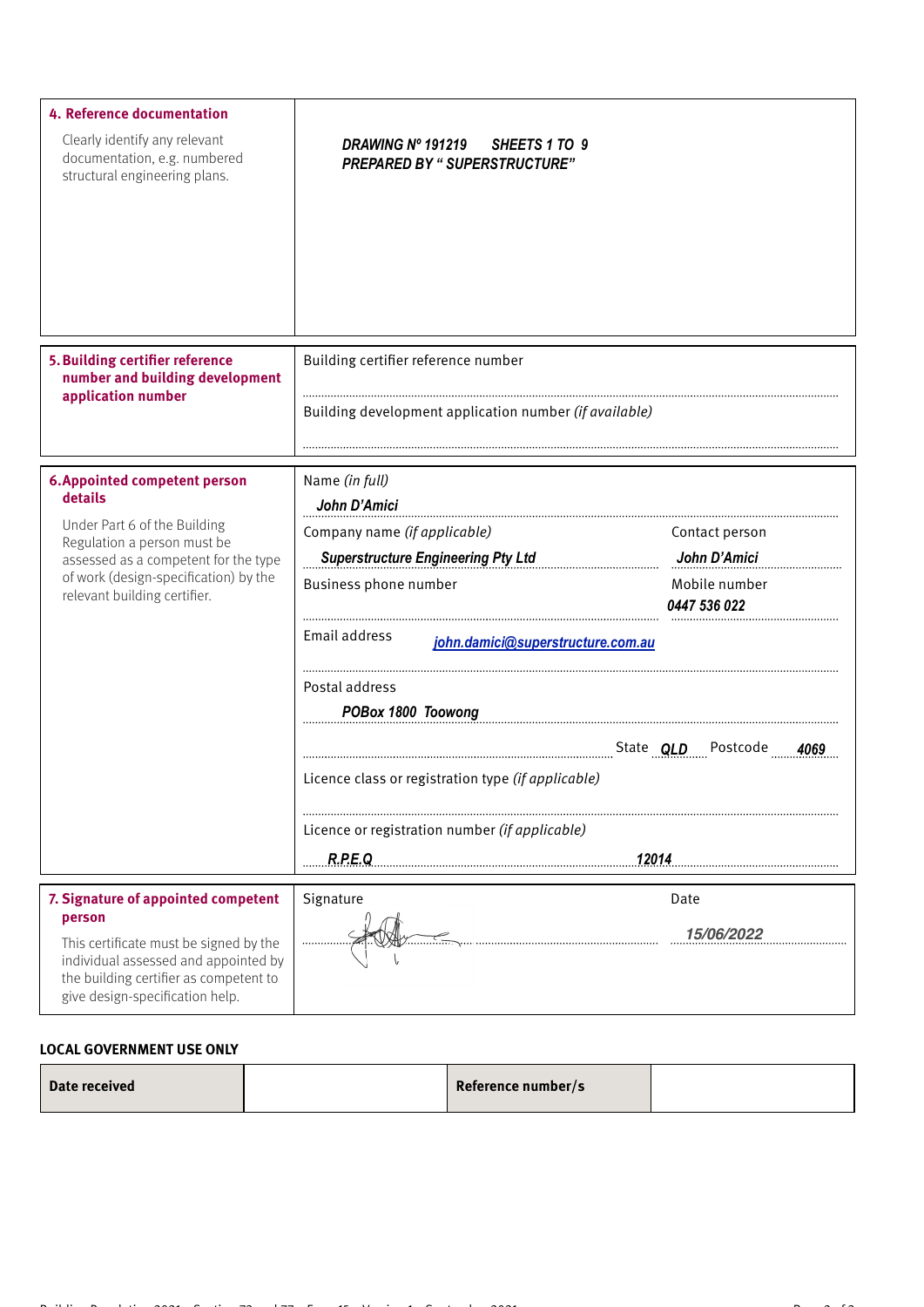| | |
|---|---|
| **4. Reference documentation**<br><br>Clearly identify any relevant documentation, e.g. numbered structural engineering plans. | ***DRAWING Nº 191219 SHEETS 1 TO 9***<br>***PREPARED BY " SUPERSTRUCTURE"*** |

| | |
|---|---|
| **5. Building certifier reference number and building development application number** | Building certifier reference number<br><br>Building development application number *(if available)* |

| | | |
|---|---|---|
| **6. Appointed competent person details**<br><br>Under Part 6 of the Building Regulation a person must be assessed as a competent for the type of work (design-specification) by the relevant building certifier. | Name *(in full)*<br>***John D'Amici*** | |
| | Company name *(if applicable)*<br>***Superstructure Engineering Pty Ltd*** | Contact person<br>***John D'Amici*** |
| | Business phone number | Mobile number<br>***0447 536 022*** |
| | Email address ***john.damici@superstructure.com.au*** | |
| | Postal address<br>***POBox 1800 Toowong*** | |
| | State ***QLD*** Postcode ***4069*** | |
| | Licence class or registration type *(if applicable)* | |
| | Licence or registration number *(if applicable)*<br>***R.P.E.Q*** ***12014*** | |

| | | |
|---|---|---|
| **7. Signature of appointed competent person**<br><br>This certificate must be signed by the individual assessed and appointed by the building certifier as competent to give design-specification help. | Signature<br>[signature] | Date<br>***15/06/2022*** |

**LOCAL GOVERNMENT USE ONLY**

| | | | |
|---|---|---|---|
| **Date received** | | **Reference number/s** | |